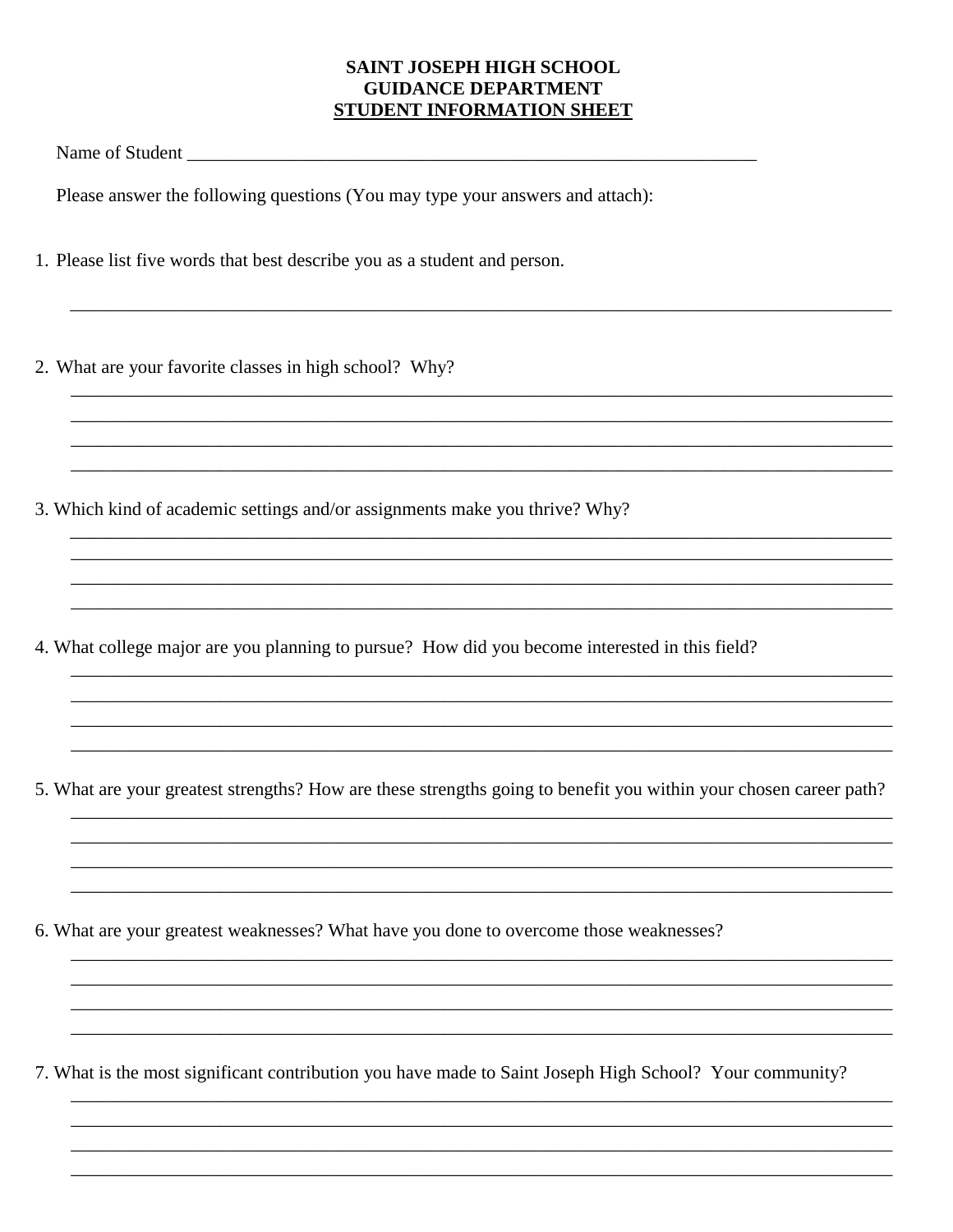**SAINT JOSEPH HIGH SCHOOL**
**GUIDANCE DEPARTMENT**
**STUDENT INFORMATION SHEET**

Name of Student ___________________________________________________________

Please answer the following questions (You may type your answers and attach):

1. Please list five words that best describe you as a student and person.

_______________________________________________________________________________

2. What are your favorite classes in high school? Why?

_______________________________________________________________________________
_______________________________________________________________________________
_______________________________________________________________________________
_______________________________________________________________________________

3. Which kind of academic settings and/or assignments make you thrive? Why?

_______________________________________________________________________________
_______________________________________________________________________________
_______________________________________________________________________________
_______________________________________________________________________________

4. What college major are you planning to pursue? How did you become interested in this field?

_______________________________________________________________________________
_______________________________________________________________________________
_______________________________________________________________________________
_______________________________________________________________________________

5. What are your greatest strengths? How are these strengths going to benefit you within your chosen career path?

_______________________________________________________________________________
_______________________________________________________________________________
_______________________________________________________________________________
_______________________________________________________________________________

6. What are your greatest weaknesses? What have you done to overcome those weaknesses?

_______________________________________________________________________________
_______________________________________________________________________________
_______________________________________________________________________________
_______________________________________________________________________________

7. What is the most significant contribution you have made to Saint Joseph High School? Your community?

_______________________________________________________________________________
_______________________________________________________________________________
_______________________________________________________________________________
_______________________________________________________________________________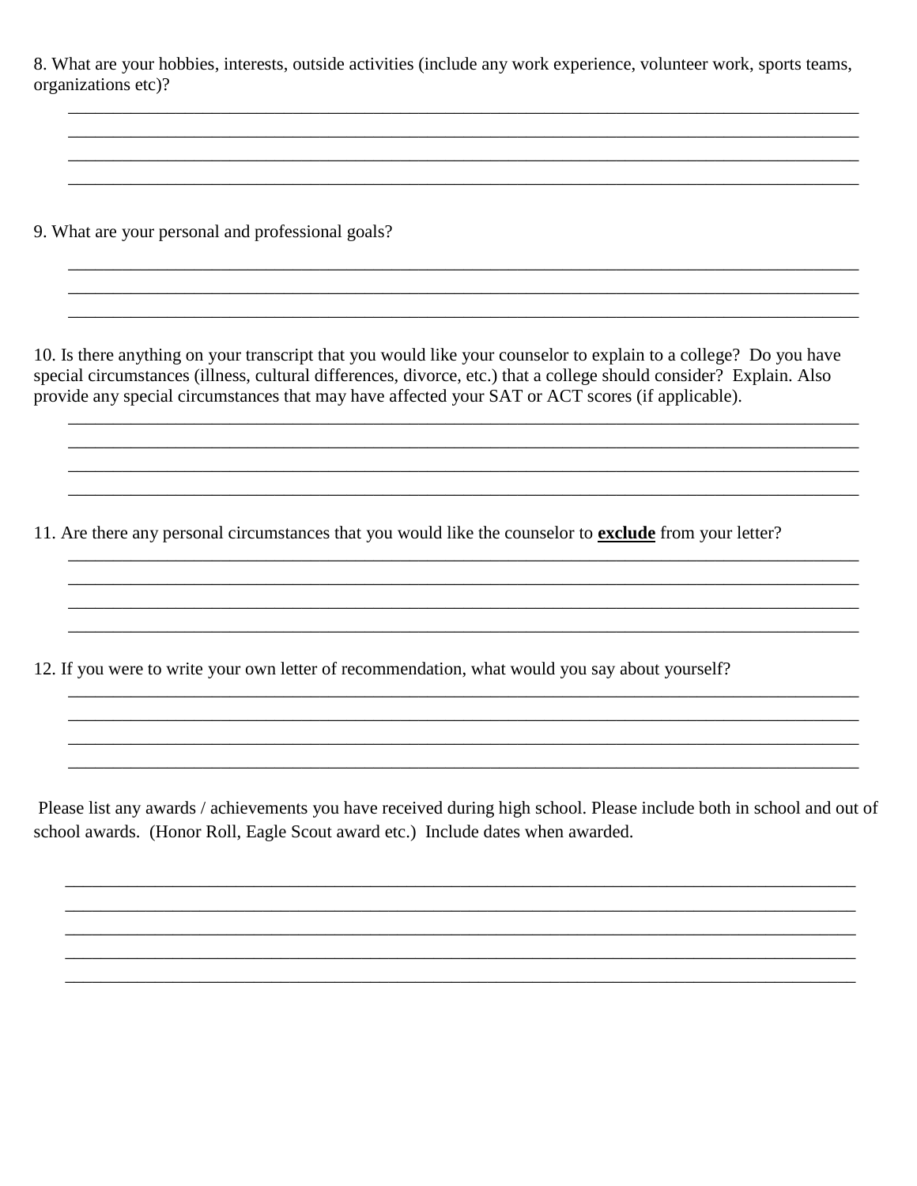8. What are your hobbies, interests, outside activities (include any work experience, volunteer work, sports teams, organizations etc)?

______________________________________________________________________________
______________________________________________________________________________
______________________________________________________________________________
______________________________________________________________________________

9. What are your personal and professional goals?

______________________________________________________________________________
______________________________________________________________________________
______________________________________________________________________________

10. Is there anything on your transcript that you would like your counselor to explain to a college? Do you have special circumstances (illness, cultural differences, divorce, etc.) that a college should consider? Explain. Also provide any special circumstances that may have affected your SAT or ACT scores (if applicable).

______________________________________________________________________________
______________________________________________________________________________
______________________________________________________________________________
______________________________________________________________________________

11. Are there any personal circumstances that you would like the counselor to **<u>exclude</u>** from your letter?

______________________________________________________________________________
______________________________________________________________________________
______________________________________________________________________________
______________________________________________________________________________

12. If you were to write your own letter of recommendation, what would you say about yourself?

______________________________________________________________________________
______________________________________________________________________________
______________________________________________________________________________
______________________________________________________________________________

Please list any awards / achievements you have received during high school. Please include both in school and out of school awards. (Honor Roll, Eagle Scout award etc.) Include dates when awarded.

______________________________________________________________________________
______________________________________________________________________________
______________________________________________________________________________
______________________________________________________________________________
______________________________________________________________________________